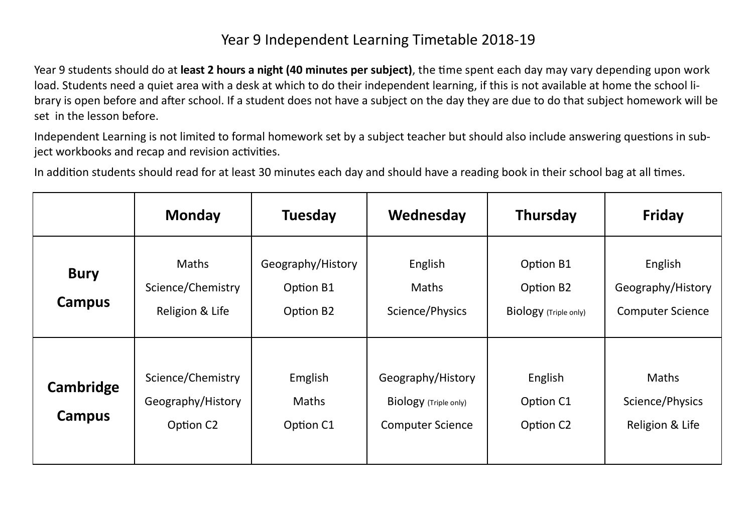# Year 9 Independent Learning Timetable 2018-19

Year 9 students should do at **least 2 hours a night (40 minutes per subject)**, the time spent each day may vary depending upon work load. Students need a quiet area with a desk at which to do their independent learning, if this is not available at home the school library is open before and after school. If a student does not have a subject on the day they are due to do that subject homework will be set in the lesson before.

Independent Learning is not limited to formal homework set by a subject teacher but should also include answering questions in subject workbooks and recap and revision activities.

In addition students should read for at least 30 minutes each day and should have a reading book in their school bag at all times.

| | **Monday** | **Tuesday** | **Wednesday** | **Thursday** | **Friday** |
|---|---|---|---|---|---|
| **Bury Campus** | Maths<br>Science/Chemistry<br>Religion & Life | Geography/History<br>Option B1<br>Option B2 | English<br>Maths<br>Science/Physics | Option B1<br>Option B2<br>Biology (Triple only) | English<br>Geography/History<br>Computer Science |
| **Cambridge Campus** | Science/Chemistry<br>Geography/History<br>Option C2 | Emglish<br>Maths<br>Option C1 | Geography/History<br>Biology (Triple only)<br>Computer Science | English<br>Option C1<br>Option C2 | Maths<br>Science/Physics<br>Religion & Life |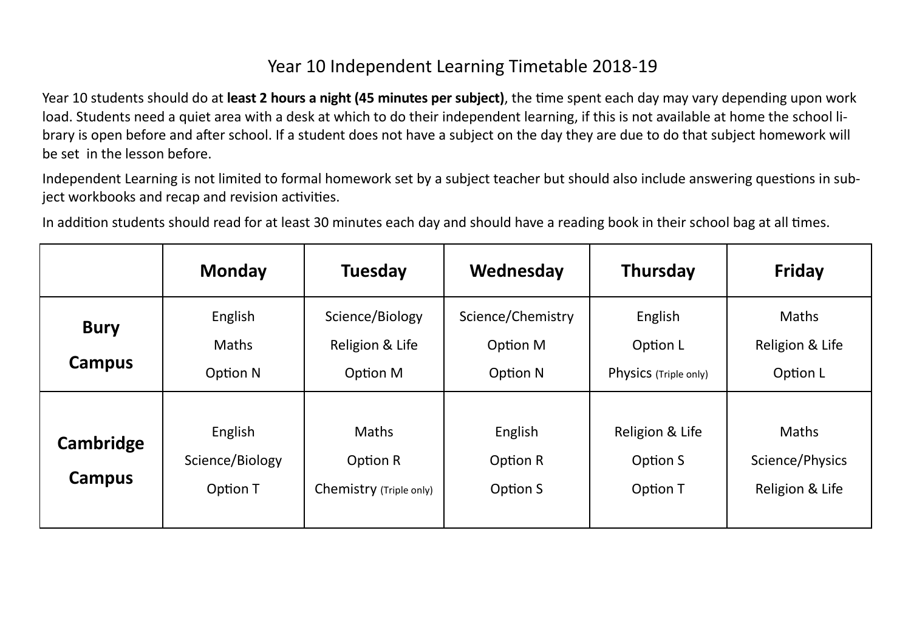# Year 10 Independent Learning Timetable 2018-19

Year 10 students should do at **least 2 hours a night (45 minutes per subject)**, the time spent each day may vary depending upon work load. Students need a quiet area with a desk at which to do their independent learning, if this is not available at home the school library is open before and after school. If a student does not have a subject on the day they are due to do that subject homework will be set in the lesson before.

Independent Learning is not limited to formal homework set by a subject teacher but should also include answering questions in subject workbooks and recap and revision activities.

In addition students should read for at least 30 minutes each day and should have a reading book in their school bag at all times.

| | **Monday** | **Tuesday** | **Wednesday** | **Thursday** | **Friday** |
|---|---|---|---|---|---|
| **Bury Campus** | English<br>Maths<br>Option N | Science/Biology<br>Religion & Life<br>Option M | Science/Chemistry<br>Option M<br>Option N | English<br>Option L<br>Physics (Triple only) | Maths<br>Religion & Life<br>Option L |
| **Cambridge Campus** | English<br>Science/Biology<br>Option T | Maths<br>Option R<br>Chemistry (Triple only) | English<br>Option R<br>Option S | Religion & Life<br>Option S<br>Option T | Maths<br>Science/Physics<br>Religion & Life |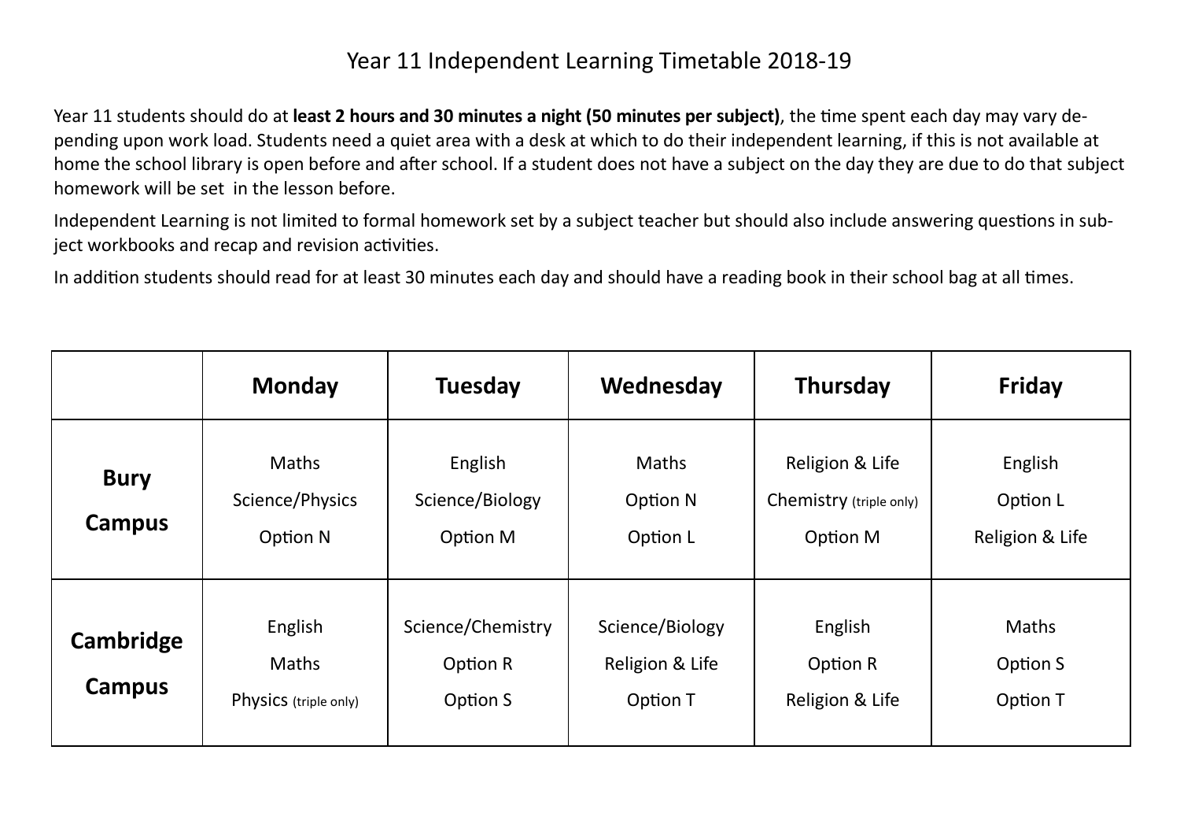# Year 11 Independent Learning Timetable 2018-19

Year 11 students should do at **least 2 hours and 30 minutes a night (50 minutes per subject)**, the time spent each day may vary depending upon work load. Students need a quiet area with a desk at which to do their independent learning, if this is not available at home the school library is open before and after school. If a student does not have a subject on the day they are due to do that subject homework will be set in the lesson before.

Independent Learning is not limited to formal homework set by a subject teacher but should also include answering questions in subject workbooks and recap and revision activities.

In addition students should read for at least 30 minutes each day and should have a reading book in their school bag at all times.

| | Monday | Tuesday | Wednesday | Thursday | Friday |
|---|---|---|---|---|---|
| **Bury Campus** | Maths<br>Science/Physics<br>Option N | English<br>Science/Biology<br>Option M | Maths<br>Option N<br>Option L | Religion & Life<br>Chemistry (triple only)<br>Option M | English<br>Option L<br>Religion & Life |
| **Cambridge Campus** | English<br>Maths<br>Physics (triple only) | Science/Chemistry<br>Option R<br>Option S | Science/Biology<br>Religion & Life<br>Option T | English<br>Option R<br>Religion & Life | Maths<br>Option S<br>Option T |